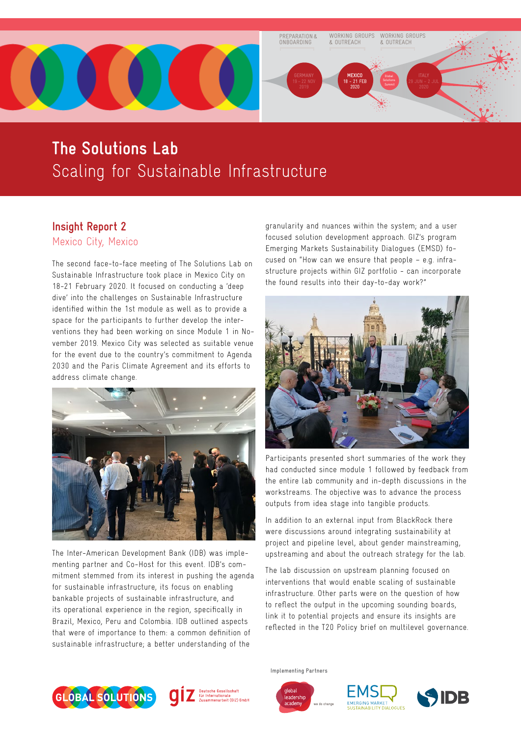PREPARATION & ONBOARDING | WORKING GROUPS & OUTREACH | WORKING GROUPS & OUTREACH

GERMANY 19 – 22 NOV 2019 | MEXICO 18 – 21 FEB 2020 | Global Solutions Summit | ITALY 29 JUN – 2 JUL 2020

# The Solutions Lab
## Scaling for Sustainable Infrastructure

### Insight Report 2
Mexico City, Mexico

The second face-to-face meeting of The Solutions Lab on Sustainable Infrastructure took place in Mexico City on 18-21 February 2020. It focused on conducting a 'deep dive' into the challenges on Sustainable Infrastructure identified within the 1st module as well as to provide a space for the participants to further develop the interventions they had been working on since Module 1 in November 2019. Mexico City was selected as suitable venue for the event due to the country's commitment to Agenda 2030 and the Paris Climate Agreement and its efforts to address climate change.

The Inter-American Development Bank (IDB) was implementing partner and Co-Host for this event. IDB's commitment stemmed from its interest in pushing the agenda for sustainable infrastructure, its focus on enabling bankable projects of sustainable infrastructure, and its operational experience in the region, specifically in Brazil, Mexico, Peru and Colombia. IDB outlined aspects that were of importance to them: a common definition of sustainable infrastructure; a better understanding of the granularity and nuances within the system; and a user focused solution development approach. GIZ's program Emerging Markets Sustainability Dialogues (EMSD) focused on "How can we ensure that people – e.g. infrastructure projects within GIZ portfolio - can incorporate the found results into their day-to-day work?"

Participants presented short summaries of the work they had conducted since module 1 followed by feedback from the entire lab community and in-depth discussions in the workstreams. The objective was to advance the process outputs from idea stage into tangible products.

In addition to an external input from BlackRock there were discussions around integrating sustainability at project and pipeline level, about gender mainstreaming, upstreaming and about the outreach strategy for the lab.

The lab discussion on upstream planning focused on interventions that would enable scaling of sustainable infrastructure. Other parts were on the question of how to reflect the output in the upcoming sounding boards, link it to potential projects and ensure its insights are reflected in the T20 Policy brief on multilevel governance.

Implementing Partners

GLOBAL SOLUTIONS | giz Deutsche Gesellschaft für Internationale Zusammenarbeit (GIZ) GmbH | global leadership academy – we do change | EMSD EMERGING MARKET SUSTAINABILITY DIALOGUES | IDB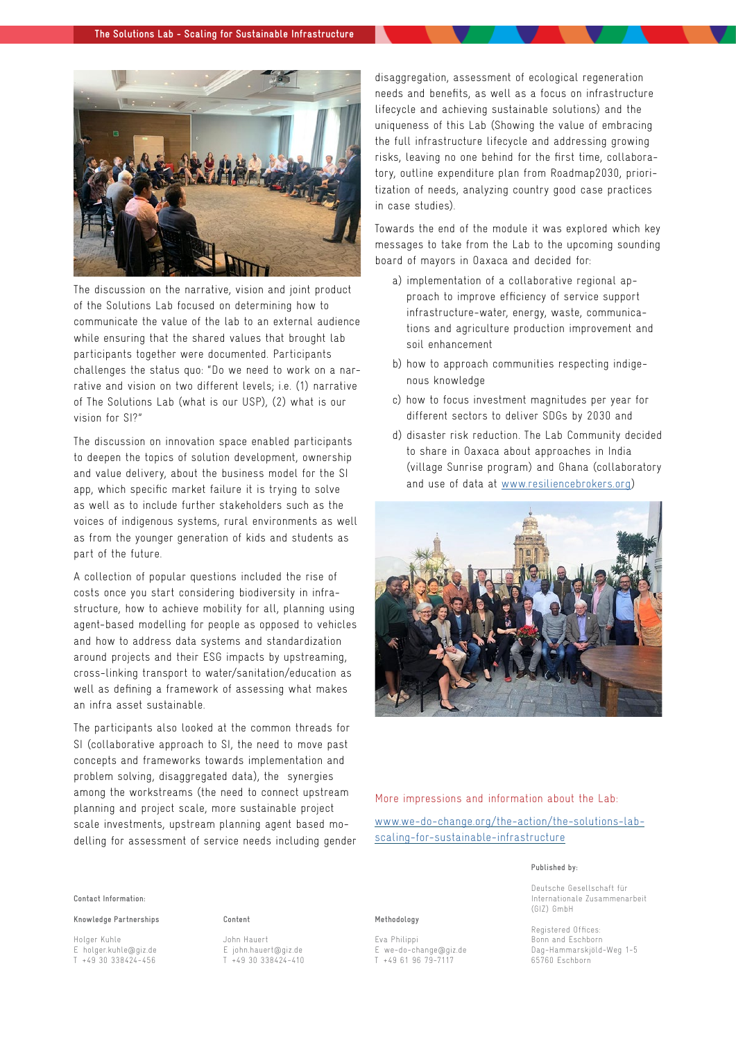The discussion on the narrative, vision and joint product of the Solutions Lab focused on determining how to communicate the value of the lab to an external audience while ensuring that the shared values that brought lab participants together were documented. Participants challenges the status quo: "Do we need to work on a narrative and vision on two different levels; i.e. (1) narrative of The Solutions Lab (what is our USP), (2) what is our vision for SI?"

The discussion on innovation space enabled participants to deepen the topics of solution development, ownership and value delivery, about the business model for the SI app, which specific market failure it is trying to solve as well as to include further stakeholders such as the voices of indigenous systems, rural environments as well as from the younger generation of kids and students as part of the future.

A collection of popular questions included the rise of costs once you start considering biodiversity in infrastructure, how to achieve mobility for all, planning using agent-based modelling for people as opposed to vehicles and how to address data systems and standardization around projects and their ESG impacts by upstreaming, cross-linking transport to water/sanitation/education as well as defining a framework of assessing what makes an infra asset sustainable.

The participants also looked at the common threads for SI (collaborative approach to SI, the need to move past concepts and frameworks towards implementation and problem solving, disaggregated data), the synergies among the workstreams (the need to connect upstream planning and project scale, more sustainable project scale investments, upstream planning agent based modelling for assessment of service needs including gender disaggregation, assessment of ecological regeneration needs and benefits, as well as a focus on infrastructure lifecycle and achieving sustainable solutions) and the uniqueness of this Lab (Showing the value of embracing the full infrastructure lifecycle and addressing growing risks, leaving no one behind for the first time, collaboratory, outline expenditure plan from Roadmap2030, prioritization of needs, analyzing country good case practices in case studies).

Towards the end of the module it was explored which key messages to take from the Lab to the upcoming sounding board of mayors in Oaxaca and decided for:

a) implementation of a collaborative regional approach to improve efficiency of service support infrastructure-water, energy, waste, communications and agriculture production improvement and soil enhancement
b) how to approach communities respecting indigenous knowledge
c) how to focus investment magnitudes per year for different sectors to deliver SDGs by 2030 and
d) disaster risk reduction. The Lab Community decided to share in Oaxaca about approaches in India (village Sunrise program) and Ghana (collaboratory and use of data at www.resiliencebrokers.org)

More impressions and information about the Lab:

www.we-do-change.org/the-action/the-solutions-lab-scaling-for-sustainable-infrastructure

**Contact Information:**

**Knowledge Partnerships**
Holger Kuhle
E holger.kuhle@giz.de
T +49 30 338424-456

**Content**
John Hauert
E john.hauert@giz.de
T +49 30 338424-410

**Methodology**
Eva Philippi
E we-do-change@giz.de
T +49 61 96 79-7117

**Published by:**
Deutsche Gesellschaft für Internationale Zusammenarbeit (GIZ) GmbH

Registered Offices:
Bonn and Eschborn
Dag-Hammarskjöld-Weg 1-5
65760 Eschborn